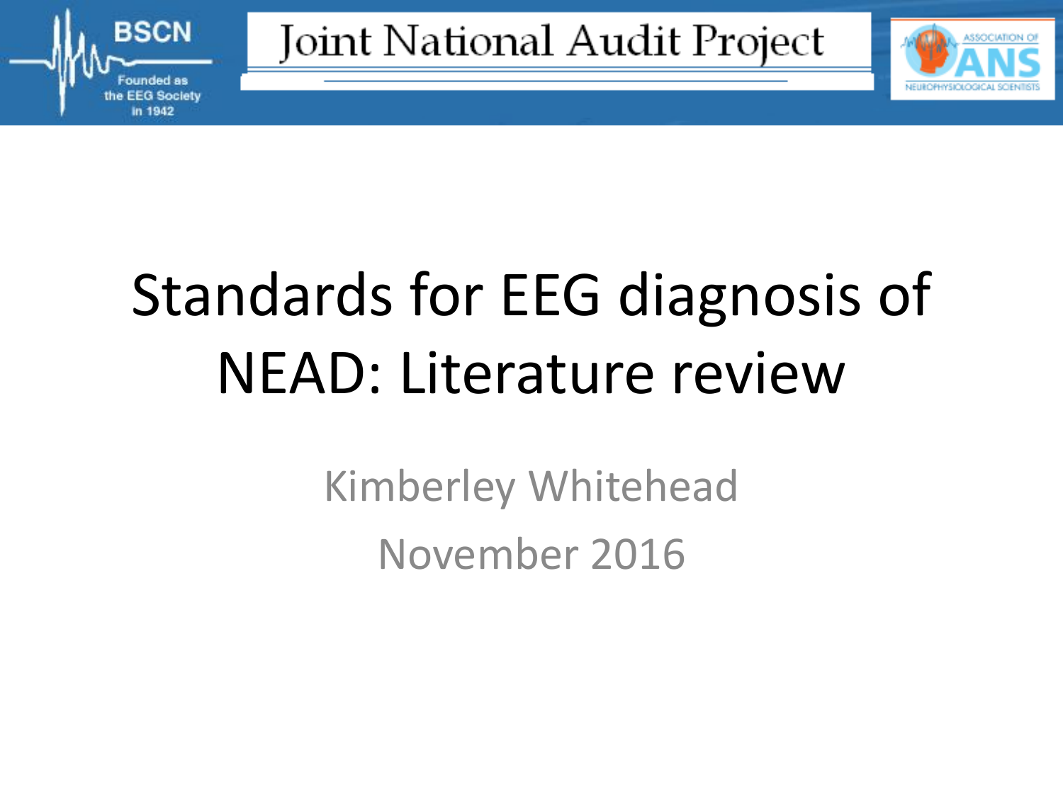# Standards for EEG diagnosis of NEAD: Literature review

Kimberley Whitehead

November 2016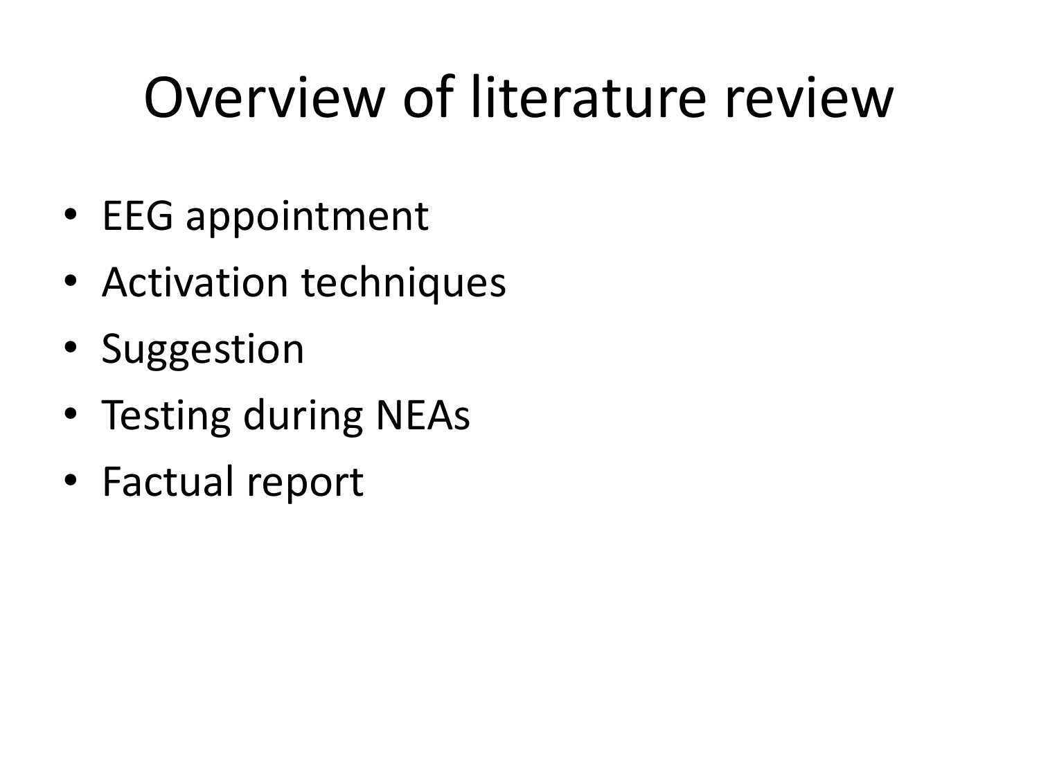# Overview of literature review

- EEG appointment
- Activation techniques
- Suggestion
- Testing during NEAs
- Factual report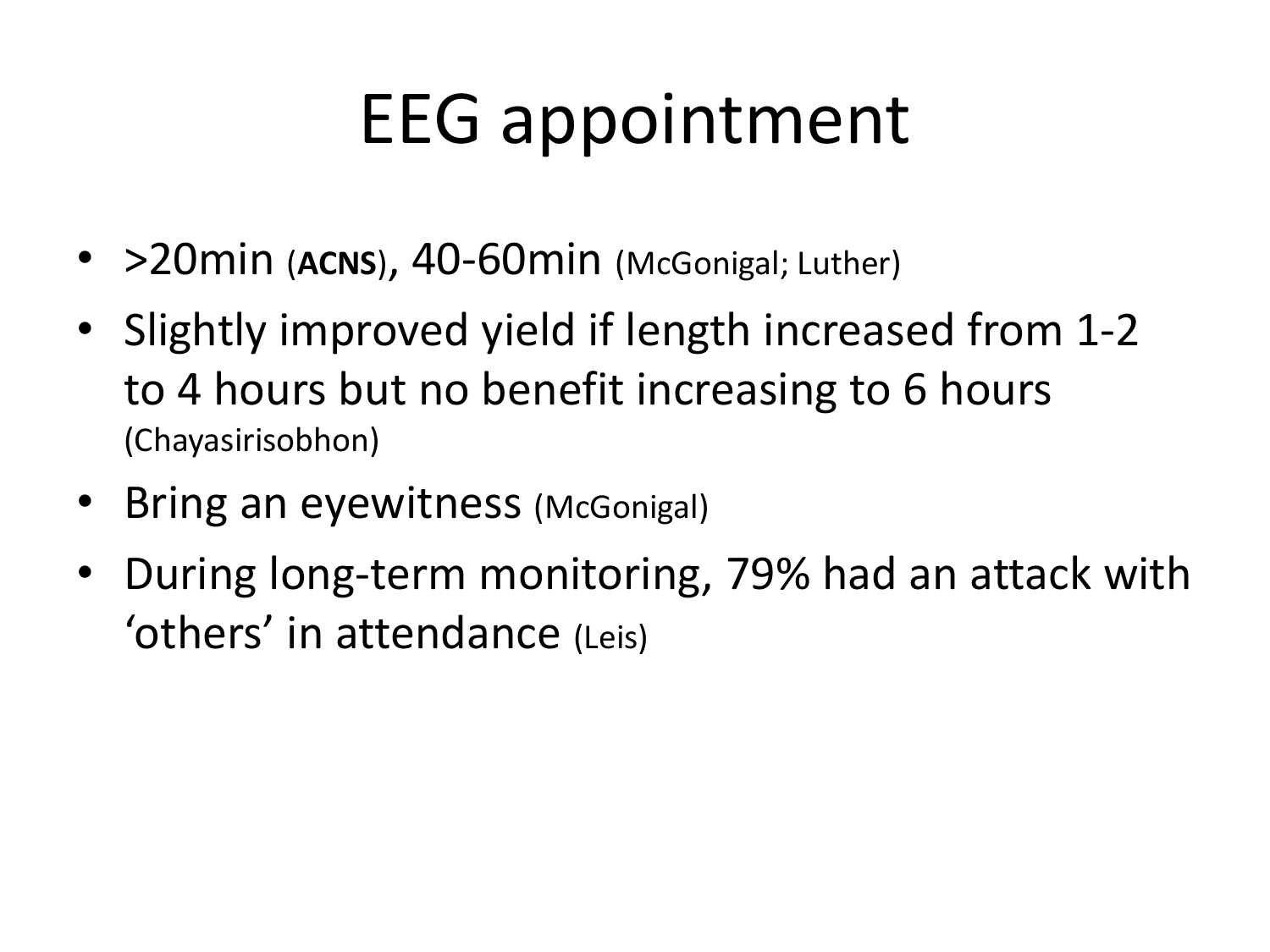# EEG appointment

- >20min (**ACNS**), 40-60min (McGonigal; Luther)
- Slightly improved yield if length increased from 1-2 to 4 hours but no benefit increasing to 6 hours (Chayasirisobhon)
- Bring an eyewitness (McGonigal)
- During long-term monitoring, 79% had an attack with 'others' in attendance (Leis)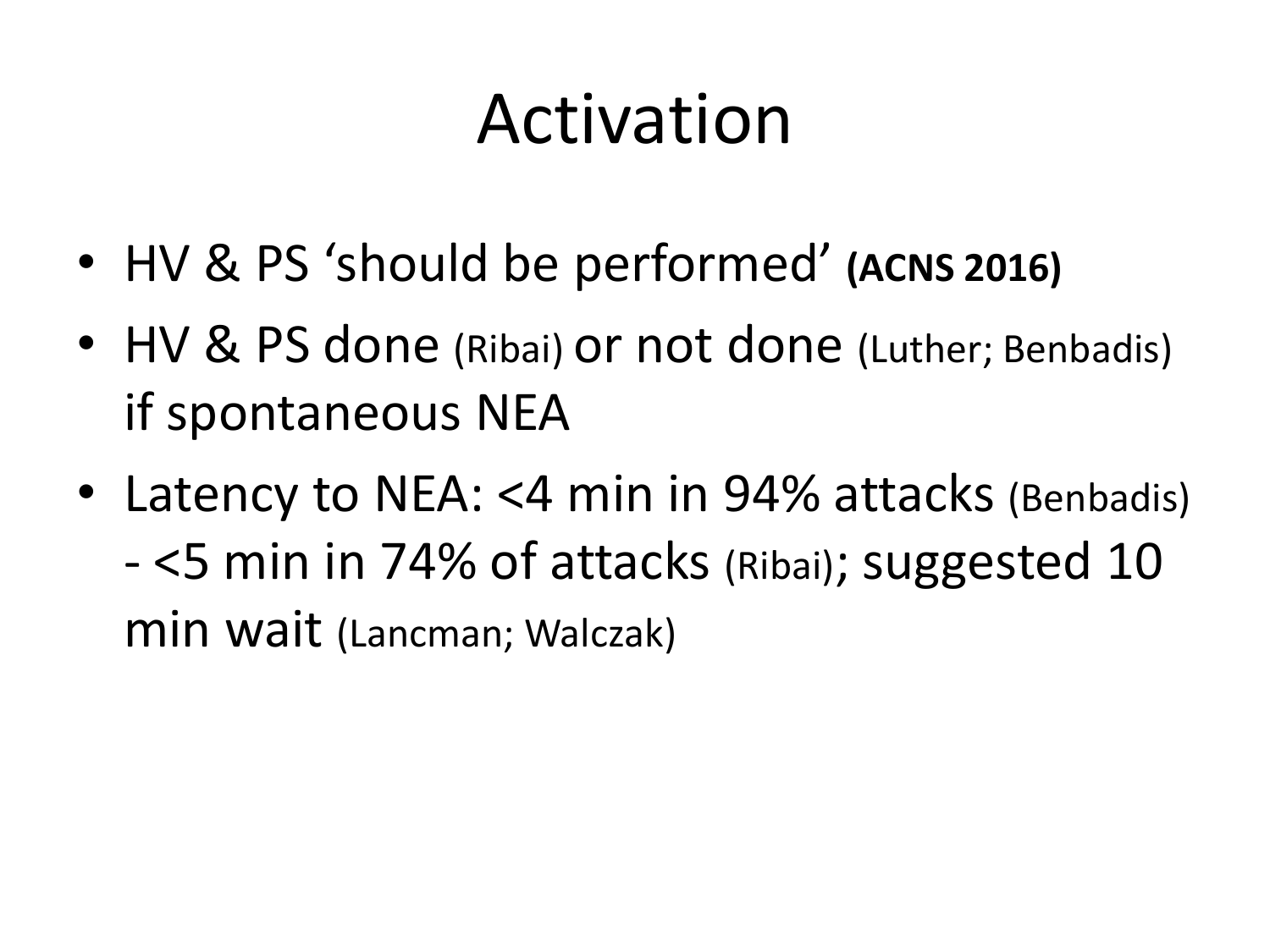# Activation

- HV & PS 'should be performed' **(ACNS 2016)**
- HV & PS done (Ribai) or not done (Luther; Benbadis) if spontaneous NEA
- Latency to NEA: <4 min in 94% attacks (Benbadis) - <5 min in 74% of attacks (Ribai); suggested 10 min wait (Lancman; Walczak)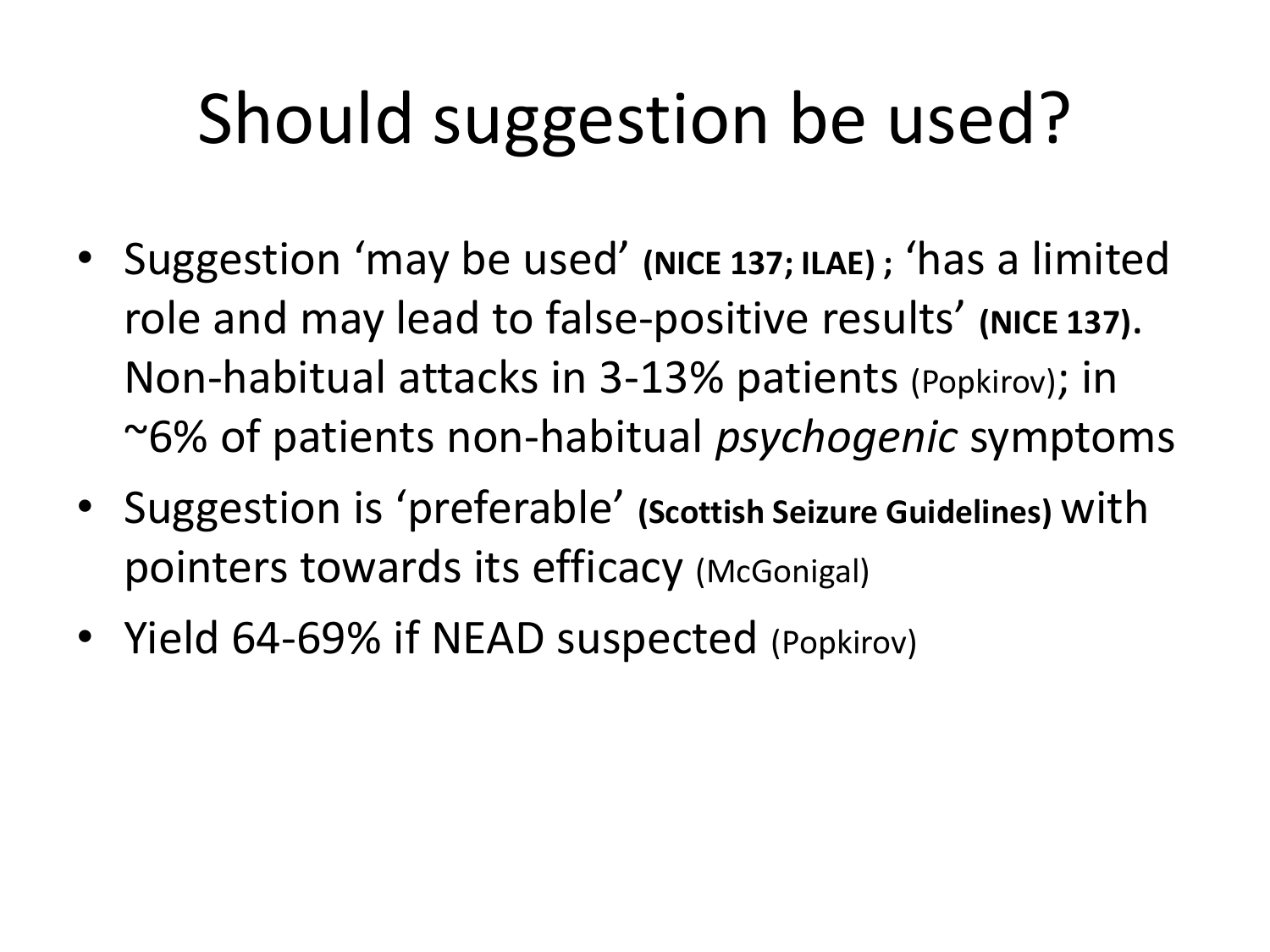# Should suggestion be used?

- Suggestion 'may be used' **(NICE 137; ILAE) ;** 'has a limited role and may lead to false-positive results' **(NICE 137).** Non-habitual attacks in 3-13% patients (Popkirov); in ~6% of patients non-habitual *psychogenic* symptoms
- Suggestion is 'preferable' **(Scottish Seizure Guidelines)** with pointers towards its efficacy (McGonigal)
- Yield 64-69% if NEAD suspected (Popkirov)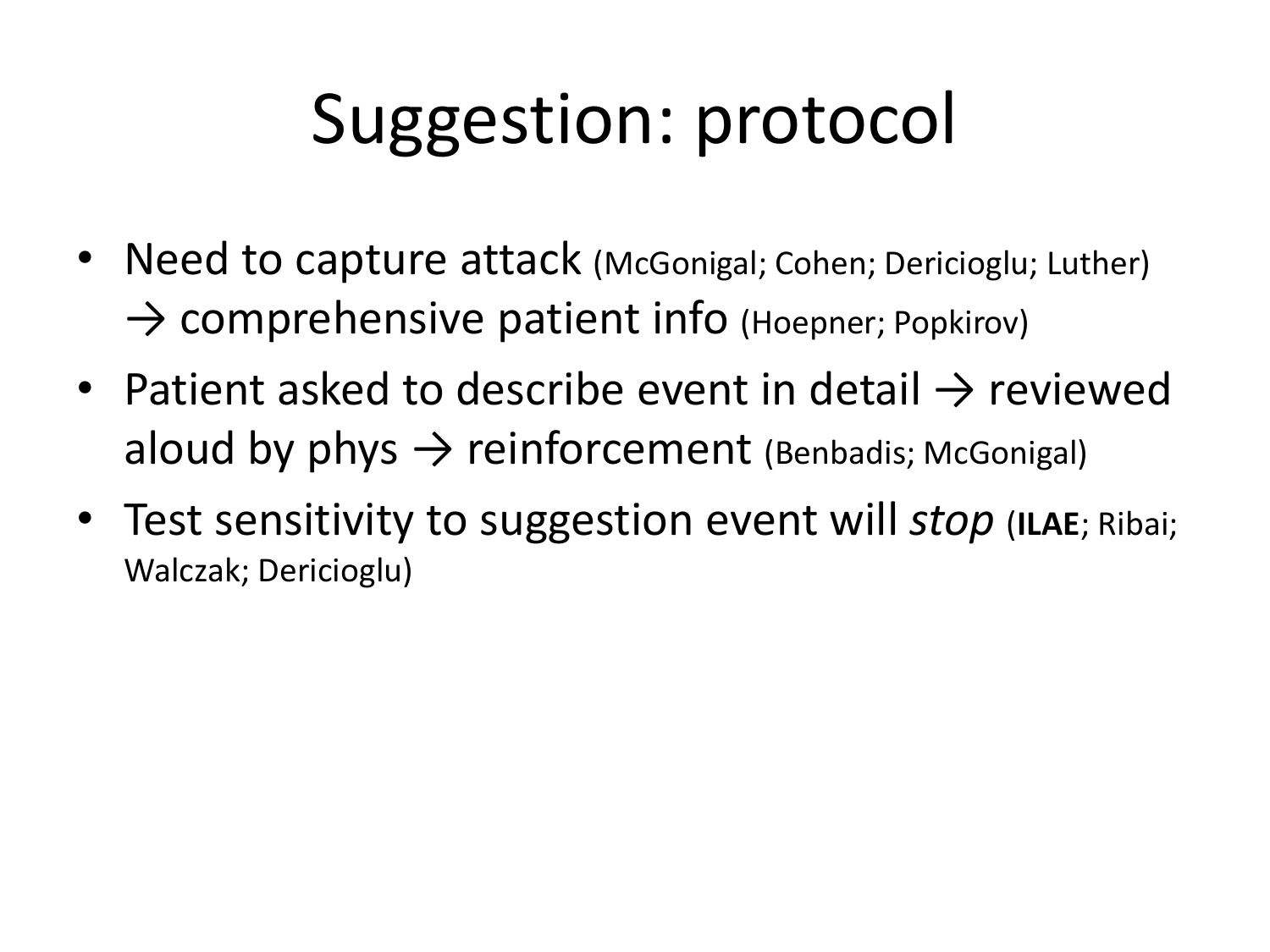# Suggestion: protocol

- Need to capture attack (McGonigal; Cohen; Dericioglu; Luther) → comprehensive patient info (Hoepner; Popkirov)
- Patient asked to describe event in detail → reviewed aloud by phys → reinforcement (Benbadis; McGonigal)
- Test sensitivity to suggestion event will *stop* (**ILAE**; Ribai; Walczak; Dericioglu)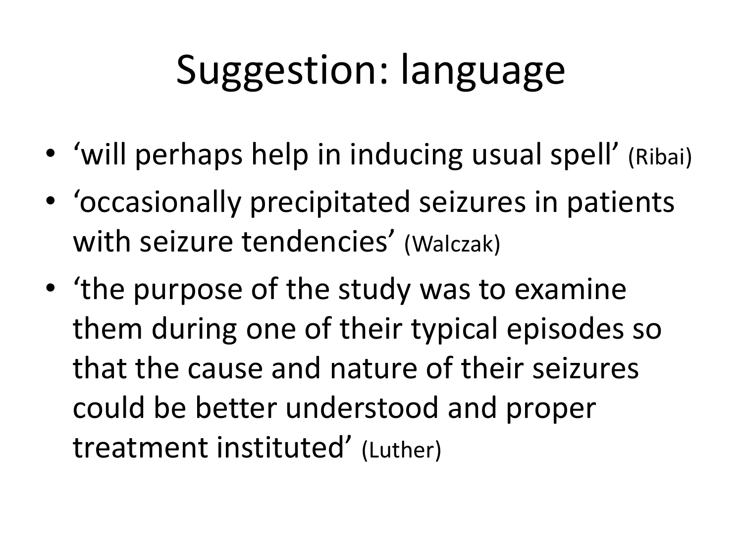# Suggestion: language

- ‘will perhaps help in inducing usual spell’ (Ribai)
- ‘occasionally precipitated seizures in patients with seizure tendencies’ (Walczak)
- ‘the purpose of the study was to examine them during one of their typical episodes so that the cause and nature of their seizures could be better understood and proper treatment instituted’ (Luther)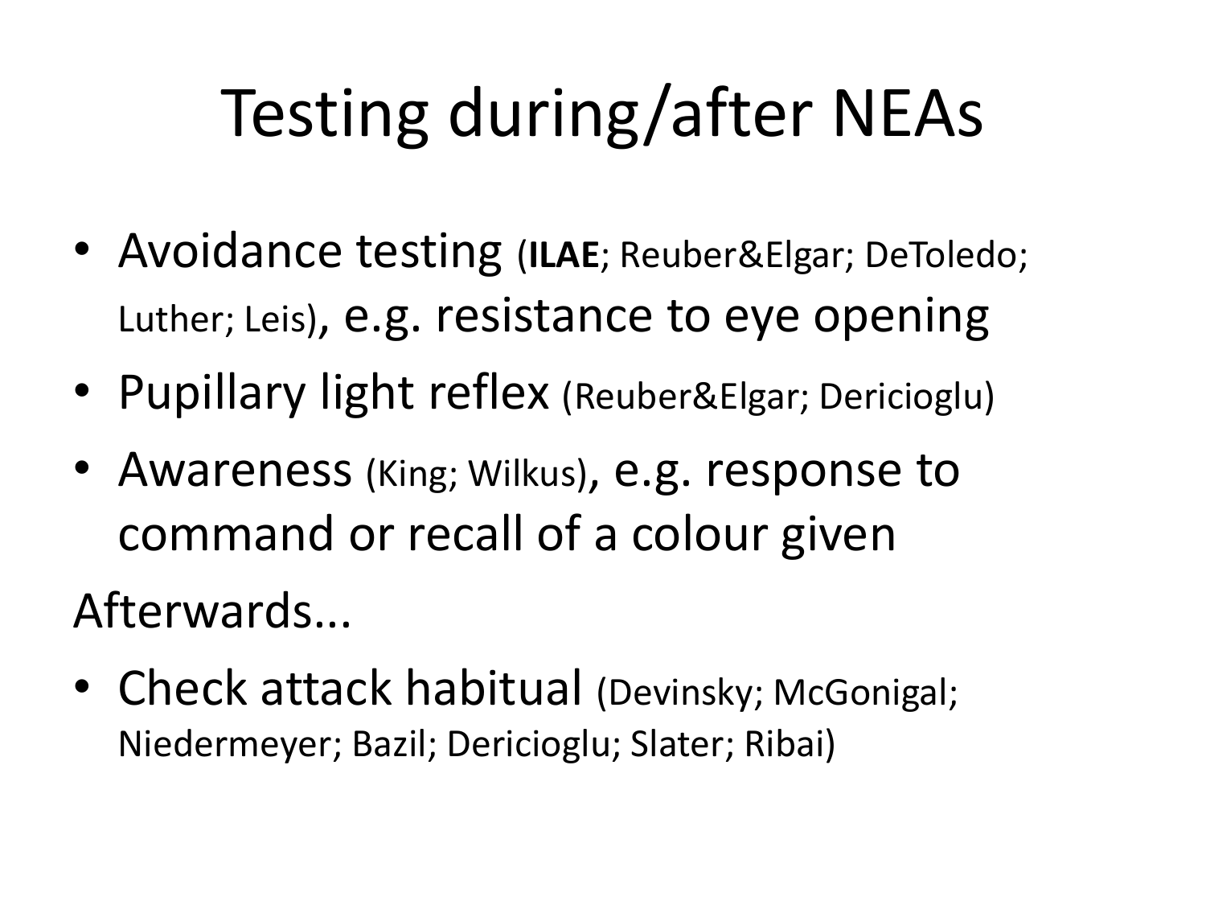# Testing during/after NEAs

- Avoidance testing (**ILAE**; Reuber&Elgar; DeToledo; Luther; Leis), e.g. resistance to eye opening
- Pupillary light reflex (Reuber&Elgar; Dericioglu)
- Awareness (King; Wilkus), e.g. response to command or recall of a colour given

Afterwards...

- Check attack habitual (Devinsky; McGonigal; Niedermeyer; Bazil; Dericioglu; Slater; Ribai)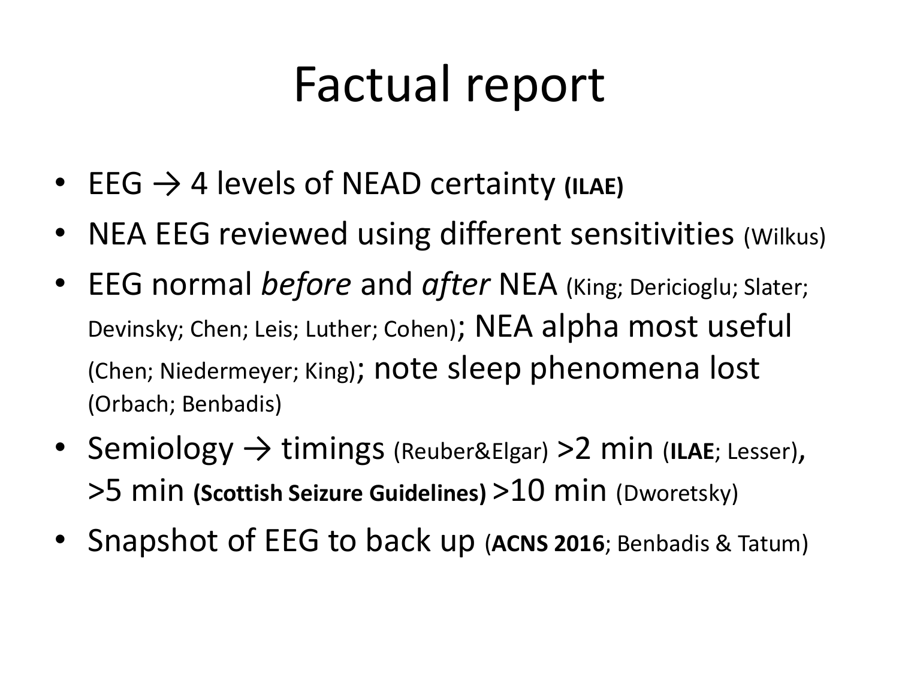# Factual report

- EEG → 4 levels of NEAD certainty **(ILAE)**
- NEA EEG reviewed using different sensitivities (Wilkus)
- EEG normal *before* and *after* NEA (King; Dericioglu; Slater; Devinsky; Chen; Leis; Luther; Cohen); NEA alpha most useful (Chen; Niedermeyer; King); note sleep phenomena lost (Orbach; Benbadis)
- Semiology → timings (Reuber&Elgar) >2 min (**ILAE**; Lesser), >5 min **(Scottish Seizure Guidelines)** >10 min (Dworetsky)
- Snapshot of EEG to back up (**ACNS 2016**; Benbadis & Tatum)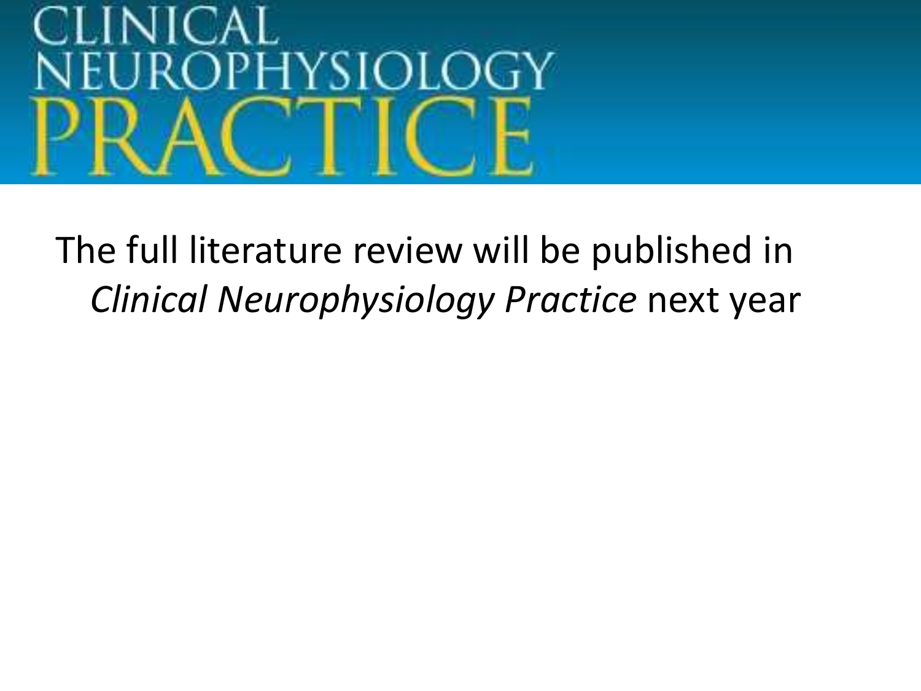# CLINICAL NEUROPHYSIOLOGY PRACTICE

The full literature review will be published in *Clinical Neurophysiology Practice* next year